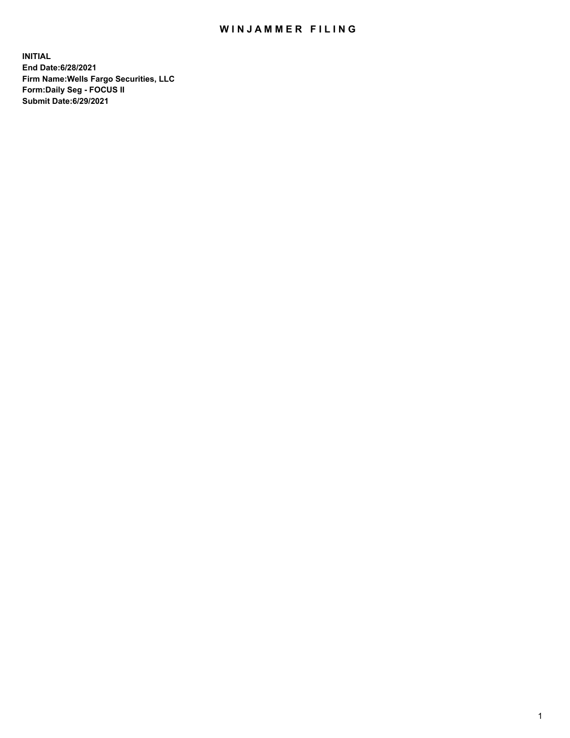# WINJAMMER FILING

**INITIAL**
**End Date:6/28/2021**
**Firm Name:Wells Fargo Securities, LLC**
**Form:Daily Seg - FOCUS II**
**Submit Date:6/29/2021**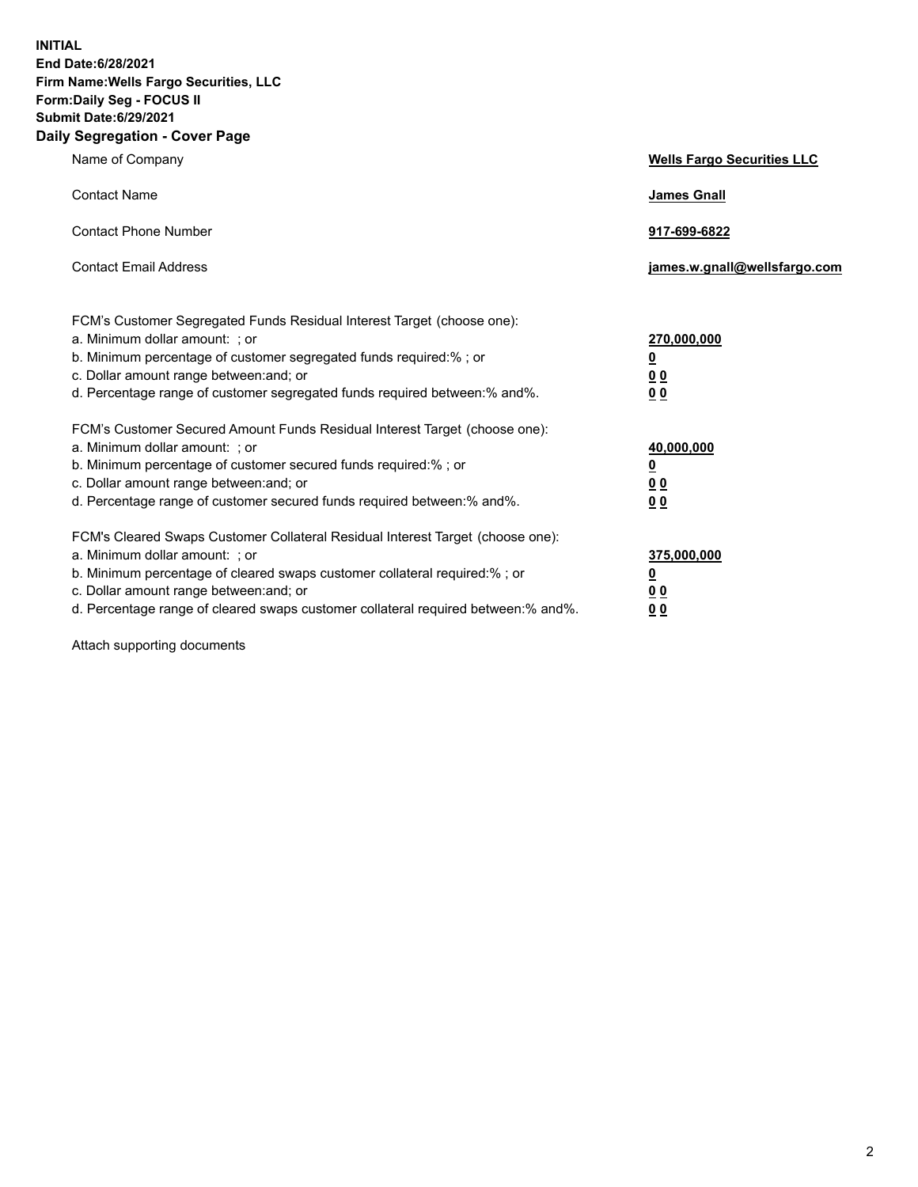**INITIAL**
**End Date:6/28/2021**
**Firm Name:Wells Fargo Securities, LLC**
**Form:Daily Seg - FOCUS II**
**Submit Date:6/29/2021**

## Daily Segregation - Cover Page

| | |
|---|---|
| Name of Company | **Wells Fargo Securities LLC** |
| Contact Name | **James Gnall** |
| Contact Phone Number | **917-699-6822** |
| Contact Email Address | **james.w.gnall@wellsfargo.com** |

| | |
|---|---|
| FCM's Customer Segregated Funds Residual Interest Target (choose one): | |
| a. Minimum dollar amount: ; or | **270,000,000** |
| b. Minimum percentage of customer segregated funds required:% ; or | **0** |
| c. Dollar amount range between:and; or | **0 0** |
| d. Percentage range of customer segregated funds required between:% and%. | **0 0** |
| FCM's Customer Secured Amount Funds Residual Interest Target (choose one): | |
| a. Minimum dollar amount: ; or | **40,000,000** |
| b. Minimum percentage of customer secured funds required:% ; or | **0** |
| c. Dollar amount range between:and; or | **0 0** |
| d. Percentage range of customer secured funds required between:% and%. | **0 0** |
| FCM's Cleared Swaps Customer Collateral Residual Interest Target (choose one): | |
| a. Minimum dollar amount: ; or | **375,000,000** |
| b. Minimum percentage of cleared swaps customer collateral required:% ; or | **0** |
| c. Dollar amount range between:and; or | **0 0** |
| d. Percentage range of cleared swaps customer collateral required between:% and%. | **0 0** |

Attach supporting documents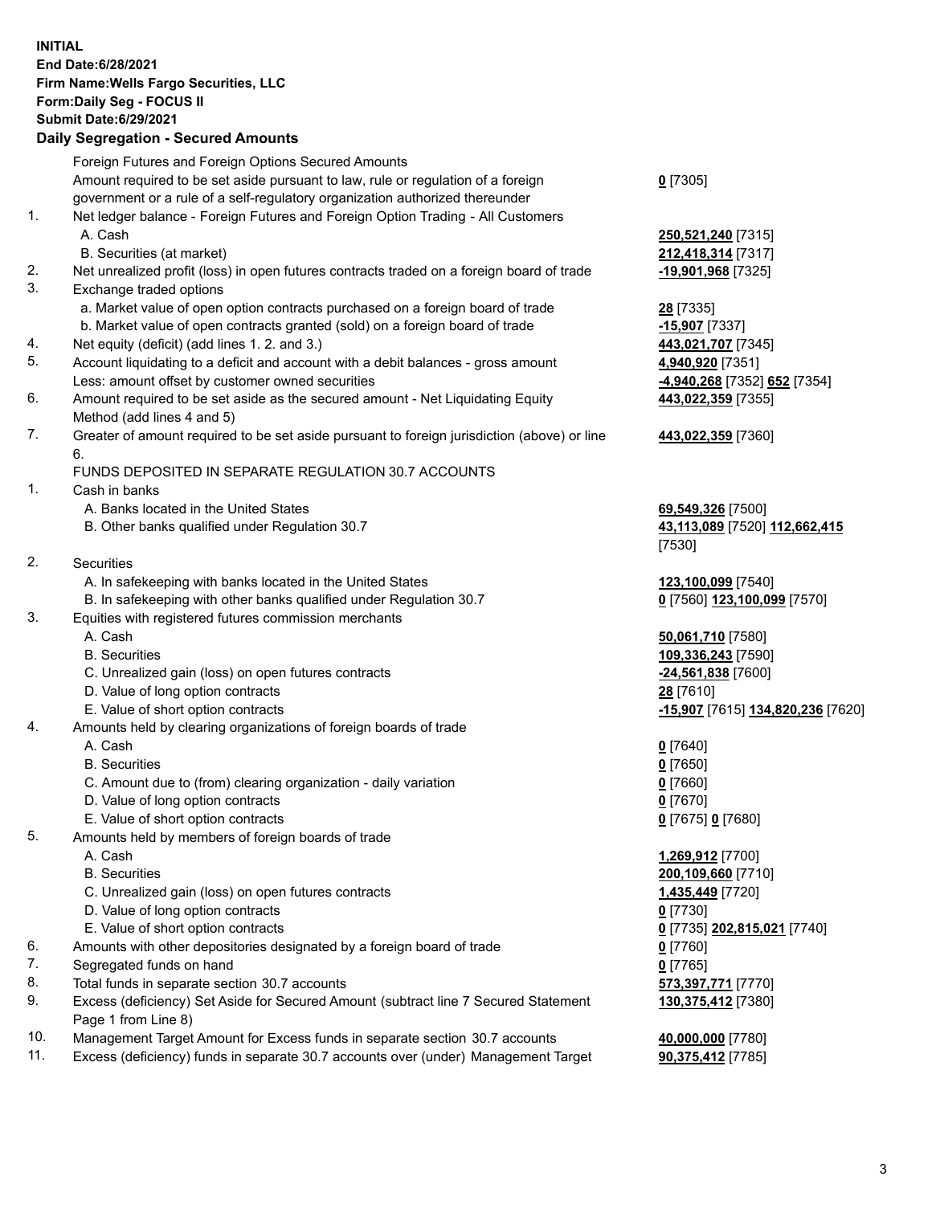**INITIAL**
**End Date:6/28/2021**
**Firm Name:Wells Fargo Securities, LLC**
**Form:Daily Seg - FOCUS II**
**Submit Date:6/29/2021**

### Daily Segregation - Secured Amounts

| | | |
|---|---|---|
| | Foreign Futures and Foreign Options Secured Amounts | |
| | Amount required to be set aside pursuant to law, rule or regulation of a foreign government or a rule of a self-regulatory organization authorized thereunder | **0** [7305] |
| 1. | Net ledger balance - Foreign Futures and Foreign Option Trading - All Customers | |
| | A. Cash | **250,521,240** [7315] |
| | B. Securities (at market) | **212,418,314** [7317] |
| 2. | Net unrealized profit (loss) in open futures contracts traded on a foreign board of trade | **-19,901,968** [7325] |
| 3. | Exchange traded options | |
| | a. Market value of open option contracts purchased on a foreign board of trade | **28** [7335] |
| | b. Market value of open contracts granted (sold) on a foreign board of trade | **-15,907** [7337] |
| 4. | Net equity (deficit) (add lines 1. 2. and 3.) | **443,021,707** [7345] |
| 5. | Account liquidating to a deficit and account with a debit balances - gross amount | **4,940,920** [7351] |
| | Less: amount offset by customer owned securities | **-4,940,268** [7352] **652** [7354] |
| 6. | Amount required to be set aside as the secured amount - Net Liquidating Equity Method (add lines 4 and 5) | **443,022,359** [7355] |
| 7. | Greater of amount required to be set aside pursuant to foreign jurisdiction (above) or line 6. | **443,022,359** [7360] |
| | FUNDS DEPOSITED IN SEPARATE REGULATION 30.7 ACCOUNTS | |
| 1. | Cash in banks | |
| | A. Banks located in the United States | **69,549,326** [7500] |
| | B. Other banks qualified under Regulation 30.7 | **43,113,089** [7520] **112,662,415** [7530] |
| 2. | Securities | |
| | A. In safekeeping with banks located in the United States | **123,100,099** [7540] |
| | B. In safekeeping with other banks qualified under Regulation 30.7 | **0** [7560] **123,100,099** [7570] |
| 3. | Equities with registered futures commission merchants | |
| | A. Cash | **50,061,710** [7580] |
| | B. Securities | **109,336,243** [7590] |
| | C. Unrealized gain (loss) on open futures contracts | **-24,561,838** [7600] |
| | D. Value of long option contracts | **28** [7610] |
| | E. Value of short option contracts | **-15,907** [7615] **134,820,236** [7620] |
| 4. | Amounts held by clearing organizations of foreign boards of trade | |
| | A. Cash | **0** [7640] |
| | B. Securities | **0** [7650] |
| | C. Amount due to (from) clearing organization - daily variation | **0** [7660] |
| | D. Value of long option contracts | **0** [7670] |
| | E. Value of short option contracts | **0** [7675] **0** [7680] |
| 5. | Amounts held by members of foreign boards of trade | |
| | A. Cash | **1,269,912** [7700] |
| | B. Securities | **200,109,660** [7710] |
| | C. Unrealized gain (loss) on open futures contracts | **1,435,449** [7720] |
| | D. Value of long option contracts | **0** [7730] |
| | E. Value of short option contracts | **0** [7735] **202,815,021** [7740] |
| 6. | Amounts with other depositories designated by a foreign board of trade | **0** [7760] |
| 7. | Segregated funds on hand | **0** [7765] |
| 8. | Total funds in separate section 30.7 accounts | **573,397,771** [7770] |
| 9. | Excess (deficiency) Set Aside for Secured Amount (subtract line 7 Secured Statement Page 1 from Line 8) | **130,375,412** [7380] |
| 10. | Management Target Amount for Excess funds in separate section 30.7 accounts | **40,000,000** [7780] |
| 11. | Excess (deficiency) funds in separate 30.7 accounts over (under) Management Target | **90,375,412** [7785] |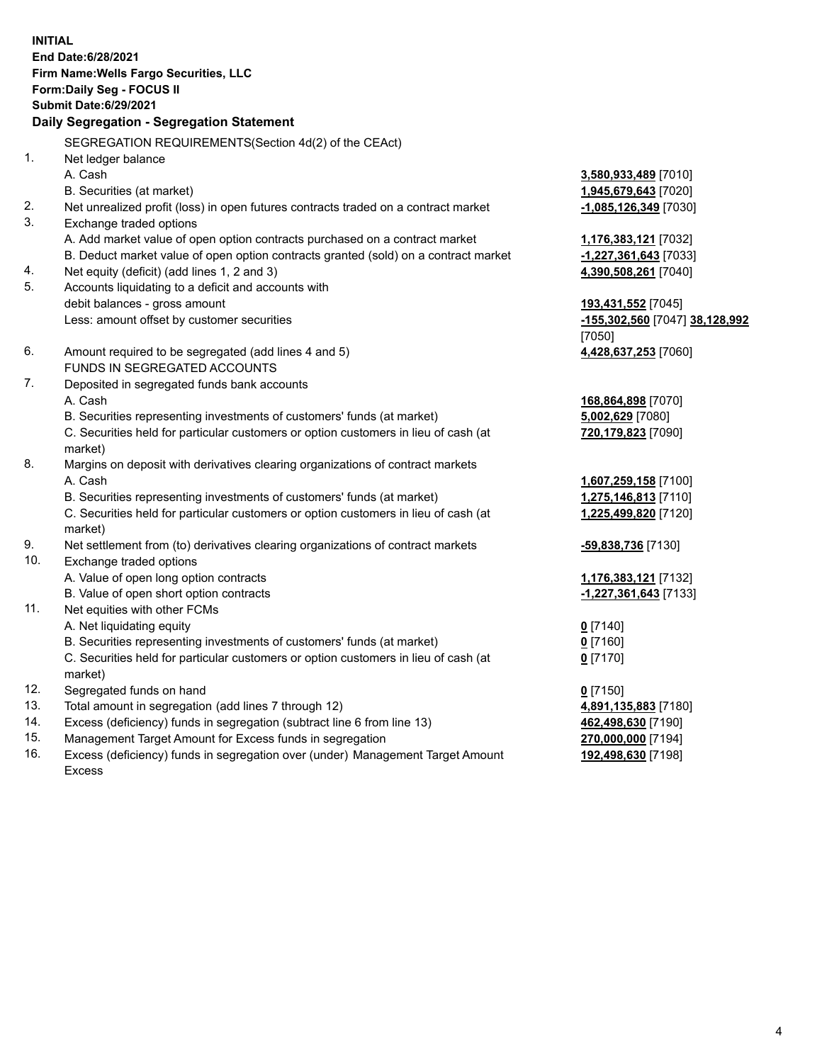**INITIAL**
**End Date:6/28/2021**
**Firm Name:Wells Fargo Securities, LLC**
**Form:Daily Seg - FOCUS II**
**Submit Date:6/29/2021**

### Daily Segregation - Segregation Statement

SEGREGATION REQUIREMENTS(Section 4d(2) of the CEAct)

| | | |
|---|---|---|
| 1. | Net ledger balance | |
| | A. Cash | **3,580,933,489** [7010] |
| | B. Securities (at market) | **1,945,679,643** [7020] |
| 2. | Net unrealized profit (loss) in open futures contracts traded on a contract market | **-1,085,126,349** [7030] |
| 3. | Exchange traded options | |
| | A. Add market value of open option contracts purchased on a contract market | **1,176,383,121** [7032] |
| | B. Deduct market value of open option contracts granted (sold) on a contract market | **-1,227,361,643** [7033] |
| 4. | Net equity (deficit) (add lines 1, 2 and 3) | **4,390,508,261** [7040] |
| 5. | Accounts liquidating to a deficit and accounts with debit balances - gross amount | **193,431,552** [7045] |
| | Less: amount offset by customer securities | **-155,302,560** [7047] **38,128,992** [7050] |
| 6. | Amount required to be segregated (add lines 4 and 5) | **4,428,637,253** [7060] |
| | FUNDS IN SEGREGATED ACCOUNTS | |
| 7. | Deposited in segregated funds bank accounts | |
| | A. Cash | **168,864,898** [7070] |
| | B. Securities representing investments of customers' funds (at market) | **5,002,629** [7080] |
| | C. Securities held for particular customers or option customers in lieu of cash (at market) | **720,179,823** [7090] |
| 8. | Margins on deposit with derivatives clearing organizations of contract markets | |
| | A. Cash | **1,607,259,158** [7100] |
| | B. Securities representing investments of customers' funds (at market) | **1,275,146,813** [7110] |
| | C. Securities held for particular customers or option customers in lieu of cash (at market) | **1,225,499,820** [7120] |
| 9. | Net settlement from (to) derivatives clearing organizations of contract markets | **-59,838,736** [7130] |
| 10. | Exchange traded options | |
| | A. Value of open long option contracts | **1,176,383,121** [7132] |
| | B. Value of open short option contracts | **-1,227,361,643** [7133] |
| 11. | Net equities with other FCMs | |
| | A. Net liquidating equity | **0** [7140] |
| | B. Securities representing investments of customers' funds (at market) | **0** [7160] |
| | C. Securities held for particular customers or option customers in lieu of cash (at market) | **0** [7170] |
| 12. | Segregated funds on hand | **0** [7150] |
| 13. | Total amount in segregation (add lines 7 through 12) | **4,891,135,883** [7180] |
| 14. | Excess (deficiency) funds in segregation (subtract line 6 from line 13) | **462,498,630** [7190] |
| 15. | Management Target Amount for Excess funds in segregation | **270,000,000** [7194] |
| 16. | Excess (deficiency) funds in segregation over (under) Management Target Amount Excess | **192,498,630** [7198] |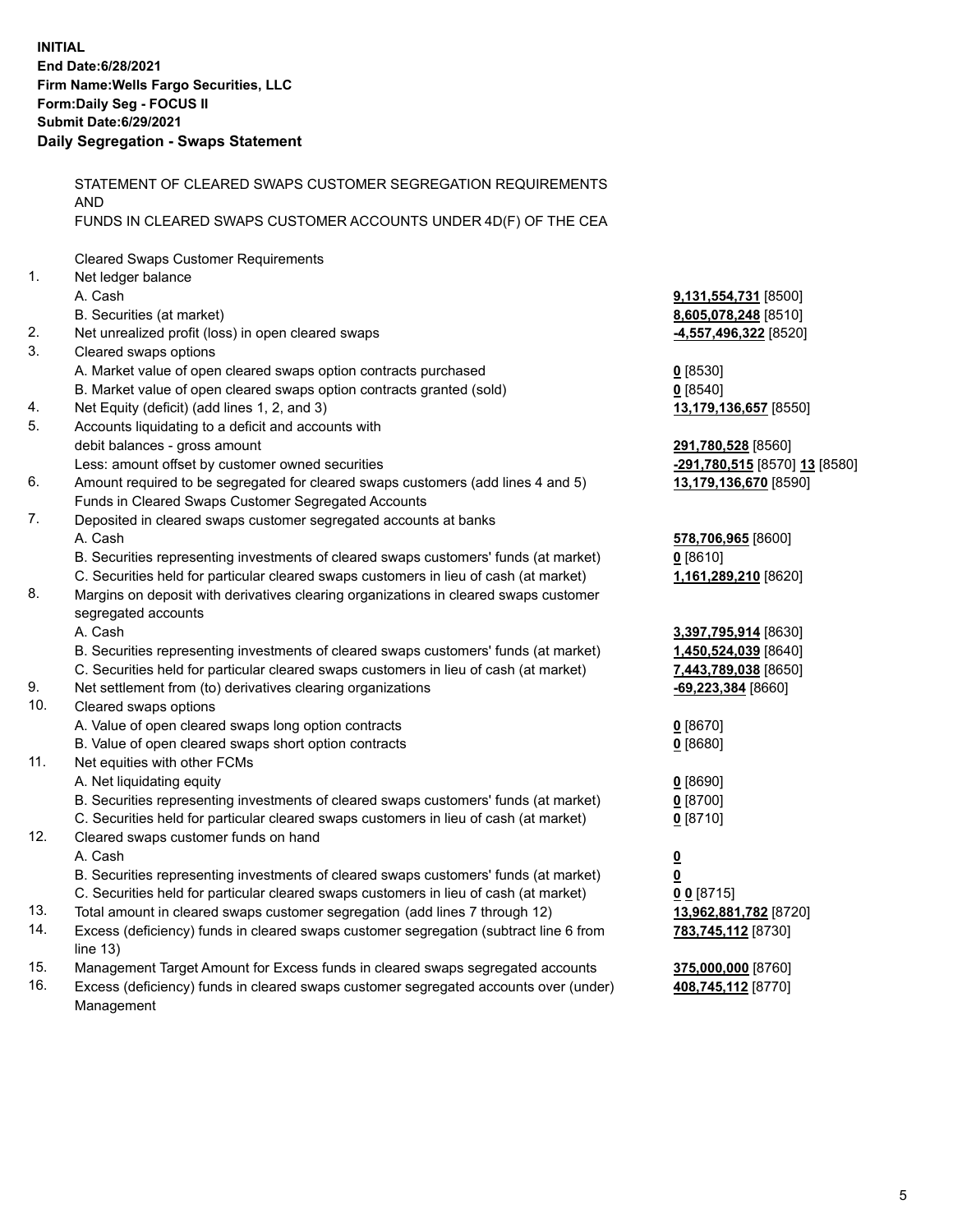**INITIAL**
**End Date:6/28/2021**
**Firm Name:Wells Fargo Securities, LLC**
**Form:Daily Seg - FOCUS II**
**Submit Date:6/29/2021**
**Daily Segregation - Swaps Statement**

STATEMENT OF CLEARED SWAPS CUSTOMER SEGREGATION REQUIREMENTS AND FUNDS IN CLEARED SWAPS CUSTOMER ACCOUNTS UNDER 4D(F) OF THE CEA

| | | |
|---|---|---|
| | Cleared Swaps Customer Requirements | |
| 1. | Net ledger balance | |
| | A. Cash | **9,131,554,731** [8500] |
| | B. Securities (at market) | **8,605,078,248** [8510] |
| 2. | Net unrealized profit (loss) in open cleared swaps | **-4,557,496,322** [8520] |
| 3. | Cleared swaps options | |
| | A. Market value of open cleared swaps option contracts purchased | **0** [8530] |
| | B. Market value of open cleared swaps option contracts granted (sold) | **0** [8540] |
| 4. | Net Equity (deficit) (add lines 1, 2, and 3) | **13,179,136,657** [8550] |
| 5. | Accounts liquidating to a deficit and accounts with debit balances - gross amount | **291,780,528** [8560] |
| | Less: amount offset by customer owned securities | **-291,780,515** [8570] **13** [8580] |
| 6. | Amount required to be segregated for cleared swaps customers (add lines 4 and 5) | **13,179,136,670** [8590] |
| | Funds in Cleared Swaps Customer Segregated Accounts | |
| 7. | Deposited in cleared swaps customer segregated accounts at banks | |
| | A. Cash | **578,706,965** [8600] |
| | B. Securities representing investments of cleared swaps customers' funds (at market) | **0** [8610] |
| | C. Securities held for particular cleared swaps customers in lieu of cash (at market) | **1,161,289,210** [8620] |
| 8. | Margins on deposit with derivatives clearing organizations in cleared swaps customer segregated accounts | |
| | A. Cash | **3,397,795,914** [8630] |
| | B. Securities representing investments of cleared swaps customers' funds (at market) | **1,450,524,039** [8640] |
| | C. Securities held for particular cleared swaps customers in lieu of cash (at market) | **7,443,789,038** [8650] |
| 9. | Net settlement from (to) derivatives clearing organizations | **-69,223,384** [8660] |
| 10. | Cleared swaps options | |
| | A. Value of open cleared swaps long option contracts | **0** [8670] |
| | B. Value of open cleared swaps short option contracts | **0** [8680] |
| 11. | Net equities with other FCMs | |
| | A. Net liquidating equity | **0** [8690] |
| | B. Securities representing investments of cleared swaps customers' funds (at market) | **0** [8700] |
| | C. Securities held for particular cleared swaps customers in lieu of cash (at market) | **0** [8710] |
| 12. | Cleared swaps customer funds on hand | |
| | A. Cash | **0** |
| | B. Securities representing investments of cleared swaps customers' funds (at market) | **0** |
| | C. Securities held for particular cleared swaps customers in lieu of cash (at market) | **0** **0** [8715] |
| 13. | Total amount in cleared swaps customer segregation (add lines 7 through 12) | **13,962,881,782** [8720] |
| 14. | Excess (deficiency) funds in cleared swaps customer segregation (subtract line 6 from line 13) | **783,745,112** [8730] |
| 15. | Management Target Amount for Excess funds in cleared swaps segregated accounts | **375,000,000** [8760] |
| 16. | Excess (deficiency) funds in cleared swaps customer segregated accounts over (under) Management | **408,745,112** [8770] |